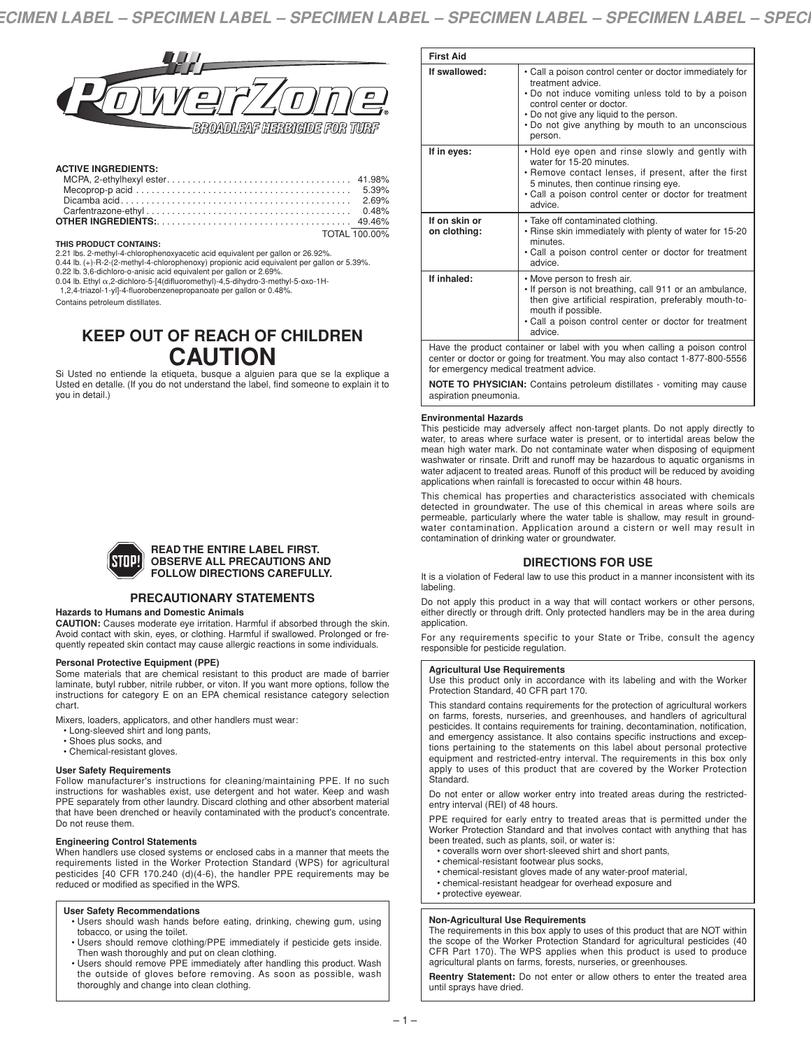# PowerZone®

**BROADLEAF HERBICIDE FOR TURF**

**ACTIVE INGREDIENTS:**

| | |
|---|---|
| MCPA, 2-ethylhexyl ester | 41.98% |
| Mecoprop-p acid | 5.39% |
| Dicamba acid | 2.69% |
| Carfentrazone-ethyl | 0.48% |
| **OTHER INGREDIENTS:** | 49.46% |
| | TOTAL 100.00% |

**THIS PRODUCT CONTAINS:**

2.21 lbs. 2-methyl-4-chlorophenoxyacetic acid equivalent per gallon or 26.92%.
0.44 lb. (+)-R-2-(2-methyl-4-chlorophenoxy) propionic acid equivalent per gallon or 5.39%.
0.22 lb. 3,6-dichloro-o-anisic acid equivalent per gallon or 2.69%.
0.04 lb. Ethyl α,2-dichloro-5-[4(difluoromethyl)-4,5-dihydro-3-methyl-5-oxo-1H-1,2,4-triazol-1-yl]-4-fluorobenzenepropanoate per gallon or 0.48%.

Contains petroleum distillates.

## KEEP OUT OF REACH OF CHILDREN
## CAUTION

Si Usted no entiende la etiqueta, busque a alguien para que se la explique a Usted en detalle. (If you do not understand the label, find someone to explain it to you in detail.)

**STOP! READ THE ENTIRE LABEL FIRST. OBSERVE ALL PRECAUTIONS AND FOLLOW DIRECTIONS CAREFULLY.**

## PRECAUTIONARY STATEMENTS

### Hazards to Humans and Domestic Animals

**CAUTION:** Causes moderate eye irritation. Harmful if absorbed through the skin. Avoid contact with skin, eyes, or clothing. Harmful if swallowed. Prolonged or frequently repeated skin contact may cause allergic reactions in some individuals.

### Personal Protective Equipment (PPE)

Some materials that are chemical resistant to this product are made of barrier laminate, butyl rubber, nitrile rubber, or viton. If you want more options, follow the instructions for category E on an EPA chemical resistance category selection chart.

Mixers, loaders, applicators, and other handlers must wear:

- Long-sleeved shirt and long pants,
- Shoes plus socks, and
- Chemical-resistant gloves.

### User Safety Requirements

Follow manufacturer's instructions for cleaning/maintaining PPE. If no such instructions for washables exist, use detergent and hot water. Keep and wash PPE separately from other laundry. Discard clothing and other absorbent material that have been drenched or heavily contaminated with the product's concentrate. Do not reuse them.

### Engineering Control Statements

When handlers use closed systems or enclosed cabs in a manner that meets the requirements listed in the Worker Protection Standard (WPS) for agricultural pesticides [40 CFR 170.240 (d)(4-6), the handler PPE requirements may be reduced or modified as specified in the WPS.

### User Safety Recommendations

- Users should wash hands before eating, drinking, chewing gum, using tobacco, or using the toilet.
- Users should remove clothing/PPE immediately if pesticide gets inside. Then wash thoroughly and put on clean clothing.
- Users should remove PPE immediately after handling this product. Wash the outside of gloves before removing. As soon as possible, wash thoroughly and change into clean clothing.

### First Aid

| | |
|---|---|
| **If swallowed:** | • Call a poison control center or doctor immediately for treatment advice. • Do not induce vomiting unless told to by a poison control center or doctor. • Do not give any liquid to the person. • Do not give anything by mouth to an unconscious person. |
| **If in eyes:** | • Hold eye open and rinse slowly and gently with water for 15-20 minutes. • Remove contact lenses, if present, after the first 5 minutes, then continue rinsing eye. • Call a poison control center or doctor for treatment advice. |
| **If on skin or on clothing:** | • Take off contaminated clothing. • Rinse skin immediately with plenty of water for 15-20 minutes. • Call a poison control center or doctor for treatment advice. |
| **If inhaled:** | • Move person to fresh air. • If person is not breathing, call 911 or an ambulance, then give artificial respiration, preferably mouth-to-mouth if possible. • Call a poison control center or doctor for treatment advice. |

Have the product container or label with you when calling a poison control center or doctor or going for treatment. You may also contact 1-877-800-5556 for emergency medical treatment advice.

**NOTE TO PHYSICIAN:** Contains petroleum distillates - vomiting may cause aspiration pneumonia.

### Environmental Hazards

This pesticide may adversely affect non-target plants. Do not apply directly to water, to areas where surface water is present, or to intertidal areas below the mean high water mark. Do not contaminate water when disposing of equipment washwater or rinsate. Drift and runoff may be hazardous to aquatic organisms in water adjacent to treated areas. Runoff of this product will be reduced by avoiding applications when rainfall is forecasted to occur within 48 hours.

This chemical has properties and characteristics associated with chemicals detected in groundwater. The use of this chemical in areas where soils are permeable, particularly where the water table is shallow, may result in groundwater contamination. Application around a cistern or well may result in contamination of drinking water or groundwater.

## DIRECTIONS FOR USE

It is a violation of Federal law to use this product in a manner inconsistent with its labeling.

Do not apply this product in a way that will contact workers or other persons, either directly or through drift. Only protected handlers may be in the area during application.

For any requirements specific to your State or Tribe, consult the agency responsible for pesticide regulation.

### Agricultural Use Requirements

Use this product only in accordance with its labeling and with the Worker Protection Standard, 40 CFR part 170.

This standard contains requirements for the protection of agricultural workers on farms, forests, nurseries, and greenhouses, and handlers of agricultural pesticides. It contains requirements for training, decontamination, notification, and emergency assistance. It also contains specific instructions and exceptions pertaining to the statements on this label about personal protective equipment and restricted-entry interval. The requirements in this box only apply to uses of this product that are covered by the Worker Protection Standard.

Do not enter or allow worker entry into treated areas during the restricted-entry interval (REI) of 48 hours.

PPE required for early entry to treated areas that is permitted under the Worker Protection Standard and that involves contact with anything that has been treated, such as plants, soil, or water is:

- coveralls worn over short-sleeved shirt and short pants,
- chemical-resistant footwear plus socks,
- chemical-resistant gloves made of any water-proof material,
- chemical-resistant headgear for overhead exposure and
- protective eyewear.

### Non-Agricultural Use Requirements

The requirements in this box apply to uses of this product that are NOT within the scope of the Worker Protection Standard for agricultural pesticides (40 CFR Part 170). The WPS applies when this product is used to produce agricultural plants on farms, forests, nurseries, or greenhouses.

**Reentry Statement:** Do not enter or allow others to enter the treated area until sprays have dried.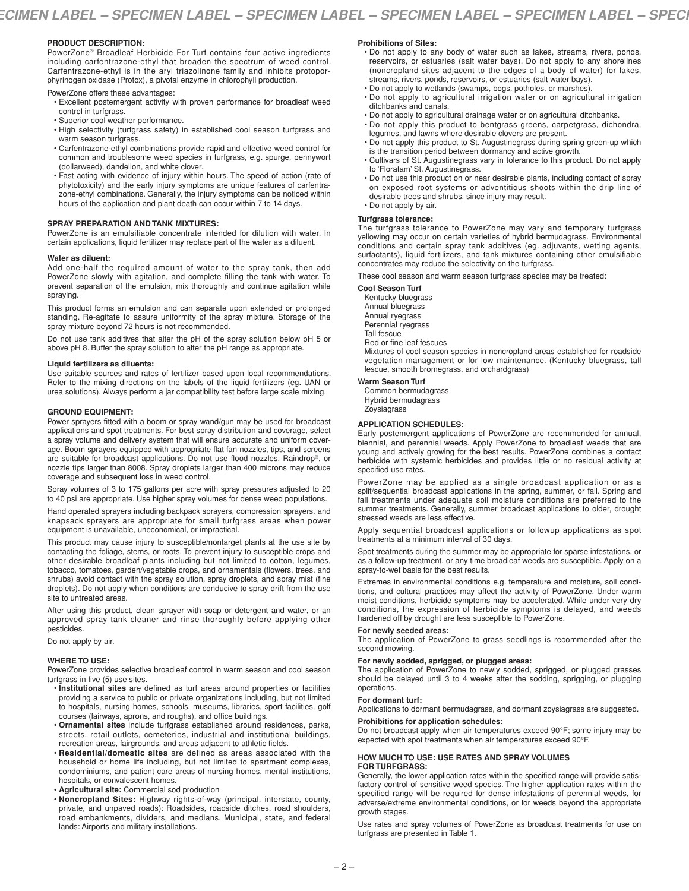## PRODUCT DESCRIPTION:

PowerZone® Broadleaf Herbicide For Turf contains four active ingredients including carfentrazone-ethyl that broaden the spectrum of weed control. Carfentrazone-ethyl is in the aryl triazolinone family and inhibits protoporphyrinogen oxidase (Protox), a pivotal enzyme in chlorophyll production.

PowerZone offers these advantages:

- Excellent postemergent activity with proven performance for broadleaf weed control in turfgrass.
- Superior cool weather performance.
- High selectivity (turfgrass safety) in established cool season turfgrass and warm season turfgrass.
- Carfentrazone-ethyl combinations provide rapid and effective weed control for common and troublesome weed species in turfgrass, e.g. spurge, pennywort (dollarweed), dandelion, and white clover.
- Fast acting with evidence of injury within hours. The speed of action (rate of phytotoxicity) and the early injury symptoms are unique features of carfentrazone-ethyl combinations. Generally, the injury symptoms can be noticed within hours of the application and plant death can occur within 7 to 14 days.

## SPRAY PREPARATION AND TANK MIXTURES:

PowerZone is an emulsifiable concentrate intended for dilution with water. In certain applications, liquid fertilizer may replace part of the water as a diluent.

### Water as diluent:

Add one-half the required amount of water to the spray tank, then add PowerZone slowly with agitation, and complete filling the tank with water. To prevent separation of the emulsion, mix thoroughly and continue agitation while spraying.

This product forms an emulsion and can separate upon extended or prolonged standing. Re-agitate to assure uniformity of the spray mixture. Storage of the spray mixture beyond 72 hours is not recommended.

Do not use tank additives that alter the pH of the spray solution below pH 5 or above pH 8. Buffer the spray solution to the pH range as appropriate.

### Liquid fertilizers as diluents:

Use suitable sources and rates of fertilizer based upon local recommendations. Refer to the mixing directions on the labels of the liquid fertilizers (eg. UAN or urea solutions). Always perform a jar compatibility test before large scale mixing.

## GROUND EQUIPMENT:

Power sprayers fitted with a boom or spray wand/gun may be used for broadcast applications and spot treatments. For best spray distribution and coverage, select a spray volume and delivery system that will ensure accurate and uniform coverage. Boom sprayers equipped with appropriate flat fan nozzles, tips, and screens are suitable for broadcast applications. Do not use flood nozzles, Raindrop®, or nozzle tips larger than 8008. Spray droplets larger than 400 microns may reduce coverage and subsequent loss in weed control.

Spray volumes of 3 to 175 gallons per acre with spray pressures adjusted to 20 to 40 psi are appropriate. Use higher spray volumes for dense weed populations.

Hand operated sprayers including backpack sprayers, compression sprayers, and knapsack sprayers are appropriate for small turfgrass areas when power equipment is unavailable, uneconomical, or impractical.

This product may cause injury to susceptible/nontarget plants at the use site by contacting the foliage, stems, or roots. To prevent injury to susceptible crops and other desirable broadleaf plants including but not limited to cotton, legumes, tobacco, tomatoes, garden/vegetable crops, and ornamentals (flowers, trees, and shrubs) avoid contact with the spray solution, spray droplets, and spray mist (fine droplets). Do not apply when conditions are conducive to spray drift from the use site to untreated areas.

After using this product, clean sprayer with soap or detergent and water, or an approved spray tank cleaner and rinse thoroughly before applying other pesticides.

Do not apply by air.

## WHERE TO USE:

PowerZone provides selective broadleaf control in warm season and cool season turfgrass in five (5) use sites.

- **Institutional sites** are defined as turf areas around properties or facilities providing a service to public or private organizations including, but not limited to hospitals, nursing homes, schools, museums, libraries, sport facilities, golf courses (fairways, aprons, and roughs), and office buildings.
- **Ornamental sites** include turfgrass established around residences, parks, streets, retail outlets, cemeteries, industrial and institutional buildings, recreation areas, fairgrounds, and areas adjacent to athletic fields.
- **Residential/domestic sites** are defined as areas associated with the household or home life including, but not limited to apartment complexes, condominiums, and patient care areas of nursing homes, mental institutions, hospitals, or convalescent homes.
- **Agricultural site:** Commercial sod production
- **Noncropland Sites:** Highway rights-of-way (principal, interstate, county, private, and unpaved roads): Roadsides, roadside ditches, road shoulders, road embankments, dividers, and medians. Municipal, state, and federal lands: Airports and military installations.

### Prohibitions of Sites:

- Do not apply to any body of water such as lakes, streams, rivers, ponds, reservoirs, or estuaries (salt water bays). Do not apply to any shorelines (noncropland sites adjacent to the edges of a body of water) for lakes, streams, rivers, ponds, reservoirs, or estuaries (salt water bays).
- Do not apply to wetlands (swamps, bogs, potholes, or marshes).
- Do not apply to agricultural irrigation water or on agricultural irrigation ditchbanks and canals.
- Do not apply to agricultural drainage water or on agricultural ditchbanks.
- Do not apply this product to bentgrass greens, carpetgrass, dichondra, legumes, and lawns where desirable clovers are present.
- Do not apply this product to St. Augustinegrass during spring green-up which is the transition period between dormancy and active growth.
- Cultivars of St. Augustinegrass vary in tolerance to this product. Do not apply to 'Floratam' St. Augustinegrass.
- Do not use this product on or near desirable plants, including contact of spray on exposed root systems or adventitious shoots within the drip line of desirable trees and shrubs, since injury may result.
- Do not apply by air.

### Turfgrass tolerance:

The turfgrass tolerance to PowerZone may vary and temporary turfgrass yellowing may occur on certain varieties of hybrid bermudagrass. Environmental conditions and certain spray tank additives (eg. adjuvants, wetting agents, surfactants), liquid fertilizers, and tank mixtures containing other emulsifiable concentrates may reduce the selectivity on the turfgrass.

These cool season and warm season turfgrass species may be treated:

**Cool Season Turf**

Kentucky bluegrass
Annual bluegrass
Annual ryegrass
Perennial ryegrass
Tall fescue
Red or fine leaf fescues
Mixtures of cool season species in noncropland areas established for roadside vegetation management or for low maintenance. (Kentucky bluegrass, tall fescue, smooth bromegrass, and orchardgrass)

**Warm Season Turf**

Common bermudagrass
Hybrid bermudagrass
Zoysiagrass

## APPLICATION SCHEDULES:

Early postemergent applications of PowerZone are recommended for annual, biennial, and perennial weeds. Apply PowerZone to broadleaf weeds that are young and actively growing for the best results. PowerZone combines a contact herbicide with systemic herbicides and provides little or no residual activity at specified use rates.

PowerZone may be applied as a single broadcast application or as a split/sequential broadcast applications in the spring, summer, or fall. Spring and fall treatments under adequate soil moisture conditions are preferred to the summer treatments. Generally, summer broadcast applications to older, drought stressed weeds are less effective.

Apply sequential broadcast applications or followup applications as spot treatments at a minimum interval of 30 days.

Spot treatments during the summer may be appropriate for sparse infestations, or as a follow-up treatment, or any time broadleaf weeds are susceptible. Apply on a spray-to-wet basis for the best results.

Extremes in environmental conditions e.g. temperature and moisture, soil conditions, and cultural practices may affect the activity of PowerZone. Under warm moist conditions, herbicide symptoms may be accelerated. While under very dry conditions, the expression of herbicide symptoms is delayed, and weeds hardened off by drought are less susceptible to PowerZone.

### For newly seeded areas:

The application of PowerZone to grass seedlings is recommended after the second mowing.

### For newly sodded, sprigged, or plugged areas:

The application of PowerZone to newly sodded, sprigged, or plugged grasses should be delayed until 3 to 4 weeks after the sodding, sprigging, or plugging operations.

### For dormant turf:

Applications to dormant bermudagrass, and dormant zoysiagrass are suggested.

### Prohibitions for application schedules:

Do not broadcast apply when air temperatures exceed 90°F; some injury may be expected with spot treatments when air temperatures exceed 90°F.

## HOW MUCH TO USE: USE RATES AND SPRAY VOLUMES FOR TURFGRASS:

Generally, the lower application rates within the specified range will provide satisfactory control of sensitive weed species. The higher application rates within the specified range will be required for dense infestations of perennial weeds, for adverse/extreme environmental conditions, or for weeds beyond the appropriate growth stages.

Use rates and spray volumes of PowerZone as broadcast treatments for use on turfgrass are presented in Table 1.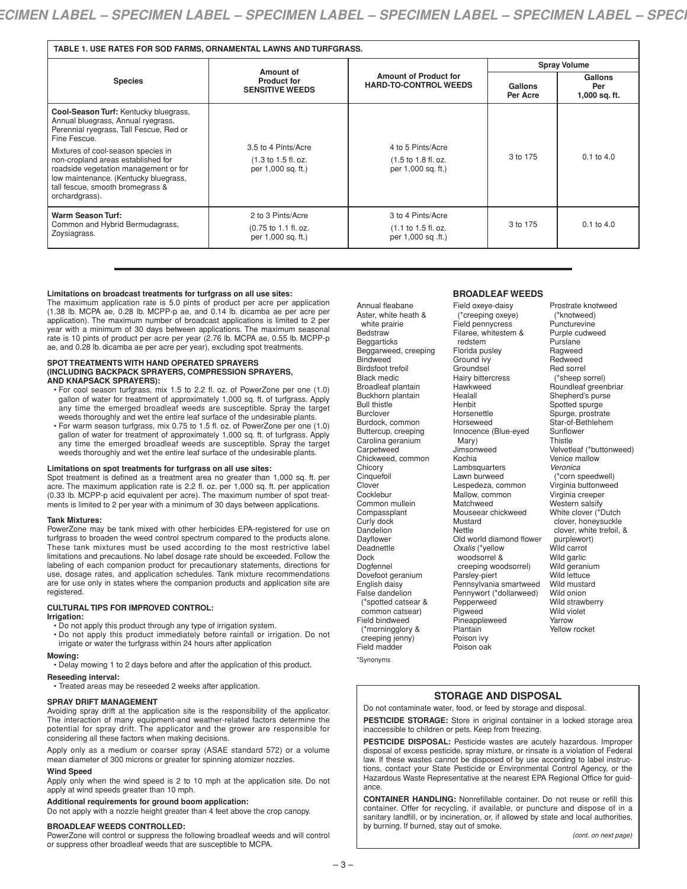**TABLE 1. USE RATES FOR SOD FARMS, ORNAMENTAL LAWNS AND TURFGRASS.**

| Species | Amount of Product for SENSITIVE WEEDS | Amount of Product for HARD-TO-CONTROL WEEDS | Spray Volume | |
|---|---|---|---|---|
| | | | Gallons Per Acre | Gallons Per 1,000 sq. ft. |
| **Cool-Season Turf:** Kentucky bluegrass, Annual bluegrass, Annual ryegrass, Perennial ryegrass, Tall Fescue, Red or Fine Fescue. Mixtures of cool-season species in non-cropland areas established for roadside vegetation management or for low maintenance. (Kentucky bluegrass, tall fescue, smooth bromegrass & orchardgrass). | 3.5 to 4 Pints/Acre (1.3 to 1.5 fl. oz. per 1,000 sq. ft.) | 4 to 5 Pints/Acre (1.5 to 1.8 fl. oz. per 1,000 sq. ft.) | 3 to 175 | 0.1 to 4.0 |
| **Warm Season Turf:** Common and Hybrid Bermudagrass, Zoysiagrass. | 2 to 3 Pints/Acre (0.75 to 1.1 fl. oz. per 1,000 sq. ft.) | 3 to 4 Pints/Acre (1.1 to 1.5 fl. oz. per 1,000 sq .ft.) | 3 to 175 | 0.1 to 4.0 |

**Limitations on broadcast treatments for turfgrass on all use sites:**
The maximum application rate is 5.0 pints of product per acre per application (1.38 lb. MCPA ae, 0.28 lb. MCPP-p ae, and 0.14 lb. dicamba ae per acre per application). The maximum number of broadcast applications is limited to 2 per year with a minimum of 30 days between applications. The maximum seasonal rate is 10 pints of product per acre per year (2.76 lb. MCPA ae, 0.55 lb. MCPP-p ae, and 0.28 lb. dicamba ae per acre per year), excluding spot treatments.

**SPOT TREATMENTS WITH HAND OPERATED SPRAYERS (INCLUDING BACKPACK SPRAYERS, COMPRESSION SPRAYERS, AND KNAPSACK SPRAYERS):**

- For cool season turfgrass, mix 1.5 to 2.2 fl. oz. of PowerZone per one (1.0) gallon of water for treatment of approximately 1,000 sq. ft. of turfgrass. Apply any time the emerged broadleaf weeds are susceptible. Spray the target weeds thoroughly and wet the entire leaf surface of the undesirable plants.
- For warm season turfgrass, mix 0.75 to 1.5 fl. oz. of PowerZone per one (1.0) gallon of water for treatment of approximately 1,000 sq. ft. of turfgrass. Apply any time the emerged broadleaf weeds are susceptible. Spray the target weeds thoroughly and wet the entire leaf surface of the undesirable plants.

**Limitations on spot treatments for turfgrass on all use sites:**
Spot treatment is defined as a treatment area no greater than 1,000 sq. ft. per acre. The maximum application rate is 2.2 fl. oz. per 1,000 sq. ft. per application (0.33 lb. MCPP-p acid equivalent per acre). The maximum number of spot treatments is limited to 2 per year with a minimum of 30 days between applications.

**Tank Mixtures:**
PowerZone may be tank mixed with other herbicides EPA-registered for use on turfgrass to broaden the weed control spectrum compared to the products alone. These tank mixtures must be used according to the most restrictive label limitations and precautions. No label dosage rate should be exceeded. Follow the labeling of each companion product for precautionary statements, directions for use, dosage rates, and application schedules. Tank mixture recommendations are for use only in states where the companion products and application site are registered.

**CULTURAL TIPS FOR IMPROVED CONTROL:**

**Irrigation:**

- Do not apply this product through any type of irrigation system.
- Do not apply this product immediately before rainfall or irrigation. Do not irrigate or water the turfgrass within 24 hours after application

**Mowing:**

- Delay mowing 1 to 2 days before and after the application of this product.

**Reseeding interval:**

- Treated areas may be reseeded 2 weeks after application.

**SPRAY DRIFT MANAGEMENT**
Avoiding spray drift at the application site is the responsibility of the applicator. The interaction of many equipment-and weather-related factors determine the potential for spray drift. The applicator and the grower are responsible for considering all these factors when making decisions.

Apply only as a medium or coarser spray (ASAE standard 572) or a volume mean diameter of 300 microns or greater for spinning atomizer nozzles.

**Wind Speed**
Apply only when the wind speed is 2 to 10 mph at the application site. Do not apply at wind speeds greater than 10 mph.

**Additional requirements for ground boom application:**
Do not apply with a nozzle height greater than 4 feet above the crop canopy.

**BROADLEAF WEEDS CONTROLLED:**
PowerZone will control or suppress the following broadleaf weeds and will control or suppress other broadleaf weeds that are susceptible to MCPA.

## BROADLEAF WEEDS

Annual fleabane
Aster, white heath & white prairie
Bedstraw
Beggarticks
Beggarweed, creeping
Bindweed
Birdsfoot trefoil
Black medic
Broadleaf plantain
Buckhorn plantain
Bull thistle
Burclover
Burdock, common
Buttercup, creeping
Carolina geranium
Carpetweed
Chickweed, common
Chicory
Cinquefoil
Clover
Cocklebur
Common mullein
Compassplant
Curly dock
Dandelion
Dayflower
Deadnettle
Dock
Dogfennel
Dovefoot geranium
English daisy
False dandelion (*spotted catsear & common catsear)
Field bindweed (*morningglory & creeping jenny)
Field madder
Field oxeye-daisy (*creeping oxeye)
Field pennycress
Filaree, whitestem & redstem
Florida pusley
Ground ivy
Groundsel
Hairy bittercress
Hawkweed
Healall
Henbit
Horsenettle
Horseweed
Innocence (Blue-eyed Mary)
Jimsonweed
Kochia
Lambsquarters
Lawn burweed
Lespedeza, common
Mallow, common
Matchweed
Mouseear chickweed
Mustard
Nettle
Old world diamond flower
*Oxalis* (*yellow woodsorrel & creeping woodsorrel)
Parsley-piert
Pennsylvania smartweed
Pennywort (*dollarweed)
Pepperweed
Pigweed
Pineappleweed
Plantain
Poison ivy
Poison oak
Prostrate knotweed (*knotweed)
Puncturevine
Purple cudweed
Purslane
Ragweed
Redweed
Red sorrel (*sheep sorrel)
Roundleaf greenbriar
Shepherd's purse
Spotted spurge
Spurge, prostrate
Star-of-Bethlehem
Sunflower
Thistle
Velvetleaf (*buttonweed)
Venice mallow
*Veronica* (*corn speedwell)
Virginia buttonweed
Virginia creeper
Western salsify
White clover (*Dutch clover, honeysuckle clover, white trefoil, & purplewort)
Wild carrot
Wild garlic
Wild geranium
Wild lettuce
Wild mustard
Wild onion
Wild strawberry
Wild violet
Yarrow
Yellow rocket

*Synonyms

## STORAGE AND DISPOSAL

Do not contaminate water, food, or feed by storage and disposal.

**PESTICIDE STORAGE:** Store in original container in a locked storage area inaccessible to children or pets. Keep from freezing.

**PESTICIDE DISPOSAL:** Pesticide wastes are acutely hazardous. Improper disposal of excess pesticide, spray mixture, or rinsate is a violation of Federal law. If these wastes cannot be disposed of by use according to label instructions, contact your State Pesticide or Environmental Control Agency, or the Hazardous Waste Representative at the nearest EPA Regional Office for guidance.

**CONTAINER HANDLING:** Nonrefillable container. Do not reuse or refill this container. Offer for recycling, if available, or puncture and dispose of in a sanitary landfill, or by incineration, or, if allowed by state and local authorities, by burning. If burned, stay out of smoke.

*(cont. on next page)*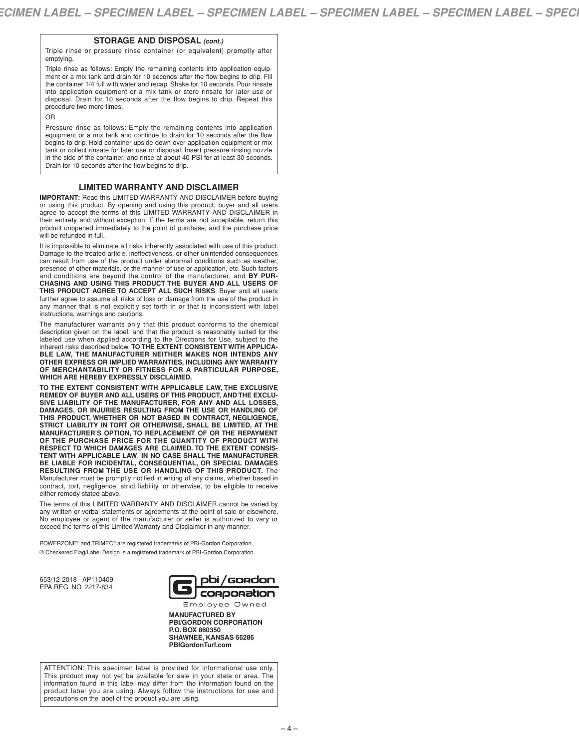## STORAGE AND DISPOSAL *(cont.)*

Triple rinse or pressure rinse container (or equivalent) promptly after emptying.

Triple rinse as follows: Empty the remaining contents into application equipment or a mix tank and drain for 10 seconds after the flow begins to drip. Fill the container 1/4 full with water and recap. Shake for 10 seconds. Pour rinsate into application equipment or a mix tank or store rinsate for later use or disposal. Drain for 10 seconds after the flow begins to drip. Repeat this procedure two more times.

OR

Pressure rinse as follows: Empty the remaining contents into application equipment or a mix tank and continue to drain for 10 seconds after the flow begins to drip. Hold container upside down over application equipment or mix tank or collect rinsate for later use or disposal. Insert pressure rinsing nozzle in the side of the container, and rinse at about 40 PSI for at least 30 seconds. Drain for 10 seconds after the flow begins to drip.

## LIMITED WARRANTY AND DISCLAIMER

**IMPORTANT:** Read this LIMITED WARRANTY AND DISCLAIMER before buying or using this product. By opening and using this product, buyer and all users agree to accept the terms of this LIMITED WARRANTY AND DISCLAIMER in their entirety and without exception. If the terms are not acceptable, return this product unopened immediately to the point of purchase, and the purchase price will be refunded in full.

It is impossible to eliminate all risks inherently associated with use of this product. Damage to the treated article, ineffectiveness, or other unintended consequences can result from use of the product under abnormal conditions such as weather, presence of other materials, or the manner of use or application, etc. Such factors and conditions are beyond the control of the manufacturer, and **BY PURCHASING AND USING THIS PRODUCT THE BUYER AND ALL USERS OF THIS PRODUCT AGREE TO ACCEPT ALL SUCH RISKS**. Buyer and all users further agree to assume all risks of loss or damage from the use of the product in any manner that is not explicitly set forth in or that is inconsistent with label instructions, warnings and cautions.

The manufacturer warrants only that this product conforms to the chemical description given on the label, and that the product is reasonably suited for the labeled use when applied according to the Directions for Use, subject to the inherent risks described below. **TO THE EXTENT CONSISTENT WITH APPLICABLE LAW, THE MANUFACTURER NEITHER MAKES NOR INTENDS ANY OTHER EXPRESS OR IMPLIED WARRANTIES, INCLUDING ANY WARRANTY OF MERCHANTABILITY OR FITNESS FOR A PARTICULAR PURPOSE, WHICH ARE HEREBY EXPRESSLY DISCLAIMED.**

**TO THE EXTENT CONSISTENT WITH APPLICABLE LAW, THE EXCLUSIVE REMEDY OF BUYER AND ALL USERS OF THIS PRODUCT, AND THE EXCLUSIVE LIABILITY OF THE MANUFACTURER, FOR ANY AND ALL LOSSES, DAMAGES, OR INJURIES RESULTING FROM THE USE OR HANDLING OF THIS PRODUCT, WHETHER OR NOT BASED IN CONTRACT, NEGLIGENCE, STRICT LIABILITY IN TORT OR OTHERWISE, SHALL BE LIMITED, AT THE MANUFACTURER'S OPTION, TO REPLACEMENT OF OR THE REPAYMENT OF THE PURCHASE PRICE FOR THE QUANTITY OF PRODUCT WITH RESPECT TO WHICH DAMAGES ARE CLAIMED. TO THE EXTENT CONSISTENT WITH APPLICABLE LAW, IN NO CASE SHALL THE MANUFACTURER BE LIABLE FOR INCIDENTAL, CONSEQUENTIAL, OR SPECIAL DAMAGES RESULTING FROM THE USE OR HANDLING OF THIS PRODUCT.** The Manufacturer must be promptly notified in writing of any claims, whether based in contract, tort, negligence, strict liability, or otherwise, to be eligible to receive either remedy stated above.

The terms of this LIMITED WARRANTY AND DISCLAIMER cannot be varied by any written or verbal statements or agreements at the point of sale or elsewhere. No employee or agent of the manufacturer or seller is authorized to vary or exceed the terms of this Limited Warranty and Disclaimer in any manner.

POWERZONE® and TRIMEC® are registered trademarks of PBI-Gordon Corporation.

® Checkered Flag/Label Design is a registered trademark of PBI-Gordon Corporation.

653/12-2018 AP110409
EPA REG. NO. 2217-834

pbi/gordon corporation
Employee-Owned

**MANUFACTURED BY**
**PBI/GORDON CORPORATION**
**P.O. BOX 860350**
**SHAWNEE, KANSAS 66286**
**PBIGordonTurf.com**

ATTENTION: This specimen label is provided for informational use only. This product may not yet be available for sale in your state or area. The information found in this label may differ from the information found on the product label you are using. Always follow the instructions for use and precautions on the label of the product you are using.